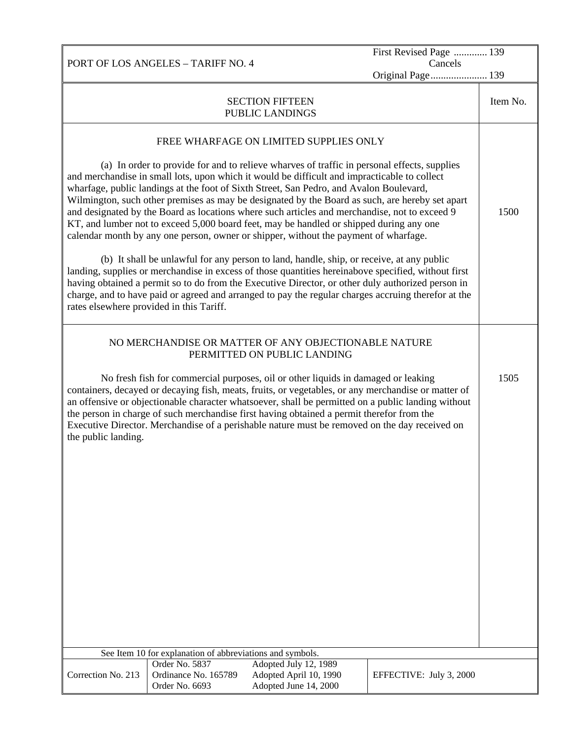PORT OF LOS ANGELES – TARIFF NO. 4

First Revised Page ............. 139
Cancels
Original Page...................... 139

## SECTION FIFTEEN
## PUBLIC LANDINGS

| | Item No. |
|---|---|
| **FREE WHARFAGE ON LIMITED SUPPLIES ONLY** | 1500 |

### FREE WHARFAGE ON LIMITED SUPPLIES ONLY (Item No. 1500)

(a) In order to provide for and to relieve wharves of traffic in personal effects, supplies and merchandise in small lots, upon which it would be difficult and impracticable to collect wharfage, public landings at the foot of Sixth Street, San Pedro, and Avalon Boulevard, Wilmington, such other premises as may be designated by the Board as such, are hereby set apart and designated by the Board as locations where such articles and merchandise, not to exceed 9 KT, and lumber not to exceed 5,000 board feet, may be handled or shipped during any one calendar month by any one person, owner or shipper, without the payment of wharfage.

(b) It shall be unlawful for any person to land, handle, ship, or receive, at any public landing, supplies or merchandise in excess of those quantities hereinabove specified, without first having obtained a permit so to do from the Executive Director, or other duly authorized person in charge, and to have paid or agreed and arranged to pay the regular charges accruing therefor at the rates elsewhere provided in this Tariff.

### NO MERCHANDISE OR MATTER OF ANY OBJECTIONABLE NATURE PERMITTED ON PUBLIC LANDING (Item No. 1505)

No fresh fish for commercial purposes, oil or other liquids in damaged or leaking containers, decayed or decaying fish, meats, fruits, or vegetables, or any merchandise or matter of an offensive or objectionable character whatsoever, shall be permitted on a public landing without the person in charge of such merchandise first having obtained a permit therefor from the Executive Director. Merchandise of a perishable nature must be removed on the day received on the public landing.

See Item 10 for explanation of abbreviations and symbols.

| Correction No. 213 | Order No. 5837<br>Ordinance No. 165789<br>Order No. 6693 | Adopted July 12, 1989<br>Adopted April 10, 1990<br>Adopted June 14, 2000 | EFFECTIVE: July 3, 2000 |
|---|---|---|---|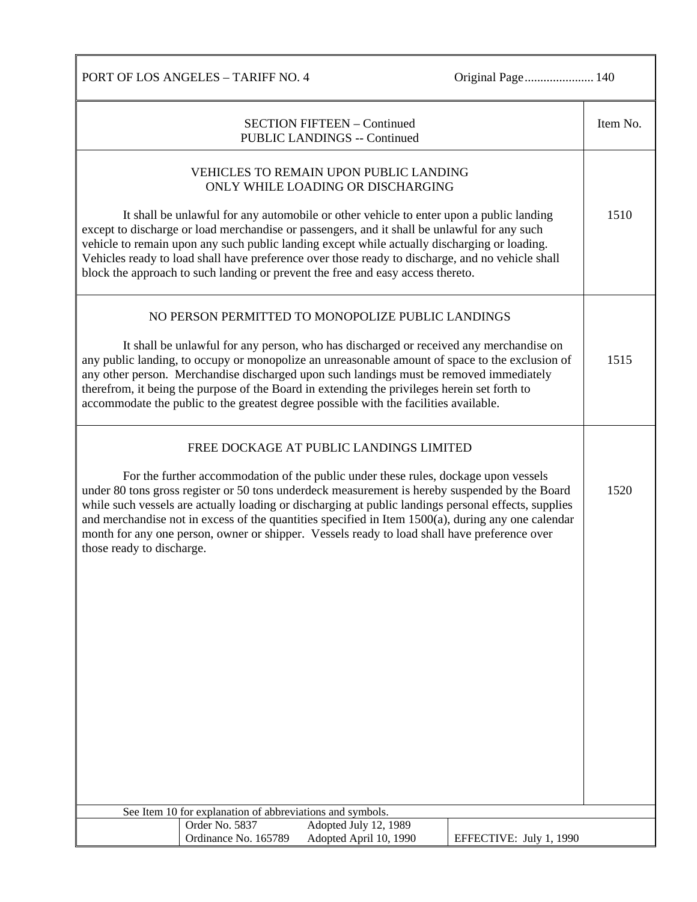## SECTION FIFTEEN – Continued
## PUBLIC LANDINGS -- Continued

### VEHICLES TO REMAIN UPON PUBLIC LANDING ONLY WHILE LOADING OR DISCHARGING

**Item No. 1510**

It shall be unlawful for any automobile or other vehicle to enter upon a public landing except to discharge or load merchandise or passengers, and it shall be unlawful for any such vehicle to remain upon any such public landing except while actually discharging or loading. Vehicles ready to load shall have preference over those ready to discharge, and no vehicle shall block the approach to such landing or prevent the free and easy access thereto.

### NO PERSON PERMITTED TO MONOPOLIZE PUBLIC LANDINGS

**Item No. 1515**

It shall be unlawful for any person, who has discharged or received any merchandise on any public landing, to occupy or monopolize an unreasonable amount of space to the exclusion of any other person. Merchandise discharged upon such landings must be removed immediately therefrom, it being the purpose of the Board in extending the privileges herein set forth to accommodate the public to the greatest degree possible with the facilities available.

### FREE DOCKAGE AT PUBLIC LANDINGS LIMITED

**Item No. 1520**

For the further accommodation of the public under these rules, dockage upon vessels under 80 tons gross register or 50 tons underdeck measurement is hereby suspended by the Board while such vessels are actually loading or discharging at public landings personal effects, supplies and merchandise not in excess of the quantities specified in Item 1500(a), during any one calendar month for any one person, owner or shipper. Vessels ready to load shall have preference over those ready to discharge.

See Item 10 for explanation of abbreviations and symbols.

| | | | |
|---|---|---|---|
| | Order No. 5837 | Adopted July 12, 1989 | |
| | Ordinance No. 165789 | Adopted April 10, 1990 | EFFECTIVE: July 1, 1990 |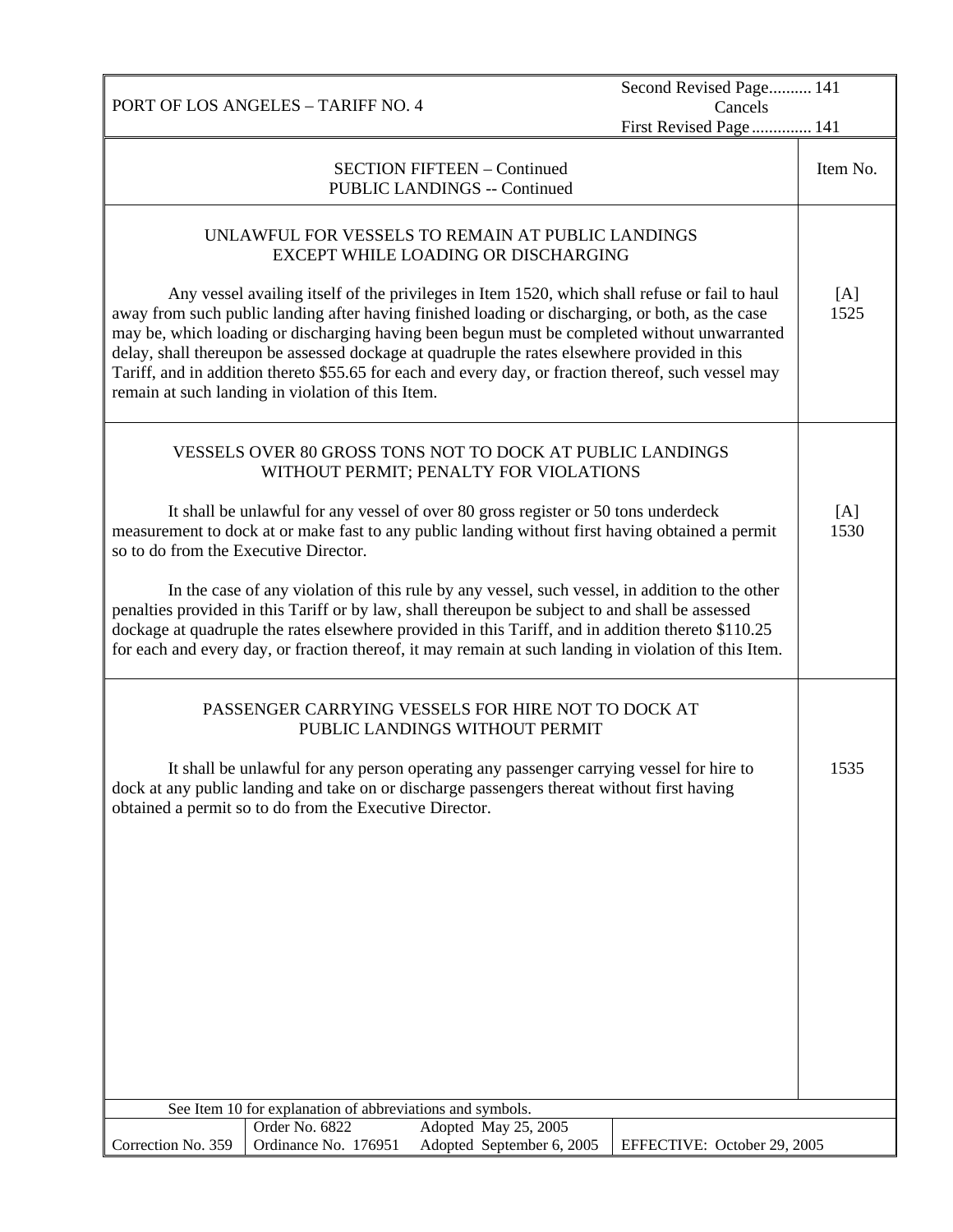PORT OF LOS ANGELES – TARIFF NO. 4

Second Revised Page.......... 141
Cancels
First Revised Page ............. 141

SECTION FIFTEEN – Continued
PUBLIC LANDINGS -- Continued

| | Item No. |
|---|---|
| **UNLAWFUL FOR VESSELS TO REMAIN AT PUBLIC LANDINGS EXCEPT WHILE LOADING OR DISCHARGING**<br><br>Any vessel availing itself of the privileges in Item 1520, which shall refuse or fail to haul away from such public landing after having finished loading or discharging, or both, as the case may be, which loading or discharging having been begun must be completed without unwarranted delay, shall thereupon be assessed dockage at quadruple the rates elsewhere provided in this Tariff, and in addition thereto $55.65 for each and every day, or fraction thereof, such vessel may remain at such landing in violation of this Item. | [A] 1525 |
| **VESSELS OVER 80 GROSS TONS NOT TO DOCK AT PUBLIC LANDINGS WITHOUT PERMIT; PENALTY FOR VIOLATIONS**<br><br>It shall be unlawful for any vessel of over 80 gross register or 50 tons underdeck measurement to dock at or make fast to any public landing without first having obtained a permit so to do from the Executive Director.<br><br>In the case of any violation of this rule by any vessel, such vessel, in addition to the other penalties provided in this Tariff or by law, shall thereupon be subject to and shall be assessed dockage at quadruple the rates elsewhere provided in this Tariff, and in addition thereto $110.25 for each and every day, or fraction thereof, it may remain at such landing in violation of this Item. | [A] 1530 |
| **PASSENGER CARRYING VESSELS FOR HIRE NOT TO DOCK AT PUBLIC LANDINGS WITHOUT PERMIT**<br><br>It shall be unlawful for any person operating any passenger carrying vessel for hire to dock at any public landing and take on or discharge passengers thereat without first having obtained a permit so to do from the Executive Director. | 1535 |

See Item 10 for explanation of abbreviations and symbols.

| Correction No. 359 | Order No. 6822<br>Ordinance No. 176951 | Adopted May 25, 2005<br>Adopted September 6, 2005 | EFFECTIVE: October 29, 2005 |
|---|---|---|---|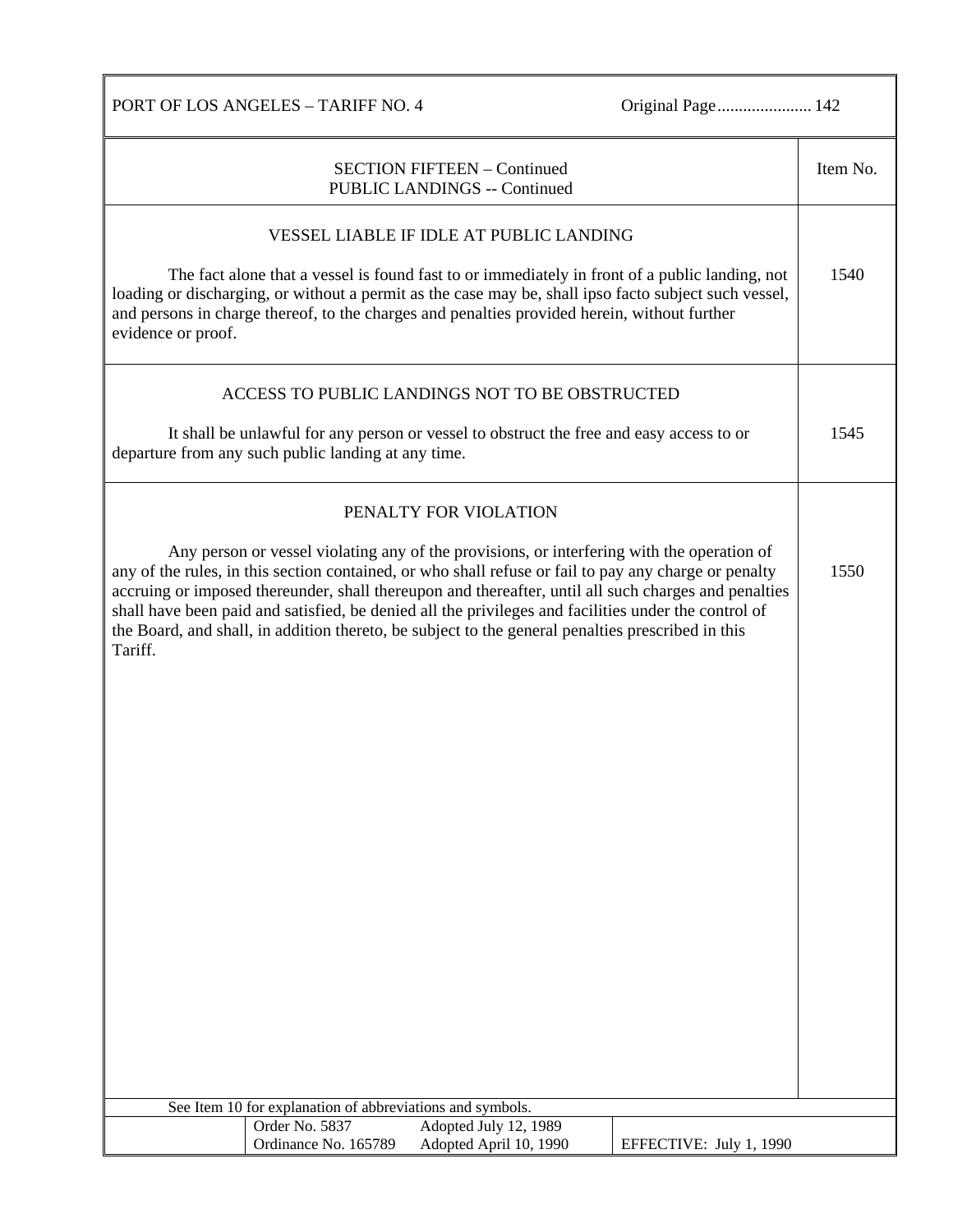| SECTION FIFTEEN – Continued<br>PUBLIC LANDINGS -- Continued | Item No. |
|---|---|
| **VESSEL LIABLE IF IDLE AT PUBLIC LANDING**<br><br>The fact alone that a vessel is found fast to or immediately in front of a public landing, not loading or discharging, or without a permit as the case may be, shall ipso facto subject such vessel, and persons in charge thereof, to the charges and penalties provided herein, without further evidence or proof. | 1540 |
| **ACCESS TO PUBLIC LANDINGS NOT TO BE OBSTRUCTED**<br><br>It shall be unlawful for any person or vessel to obstruct the free and easy access to or departure from any such public landing at any time. | 1545 |
| **PENALTY FOR VIOLATION**<br><br>Any person or vessel violating any of the provisions, or interfering with the operation of any of the rules, in this section contained, or who shall refuse or fail to pay any charge or penalty accruing or imposed thereunder, shall thereupon and thereafter, until all such charges and penalties shall have been paid and satisfied, be denied all the privileges and facilities under the control of the Board, and shall, in addition thereto, be subject to the general penalties prescribed in this Tariff. | 1550 |

See Item 10 for explanation of abbreviations and symbols.

| | | |
|---|---|---|
| Order No. 5837 | Adopted July 12, 1989 | |
| Ordinance No. 165789 | Adopted April 10, 1990 | EFFECTIVE: July 1, 1990 |